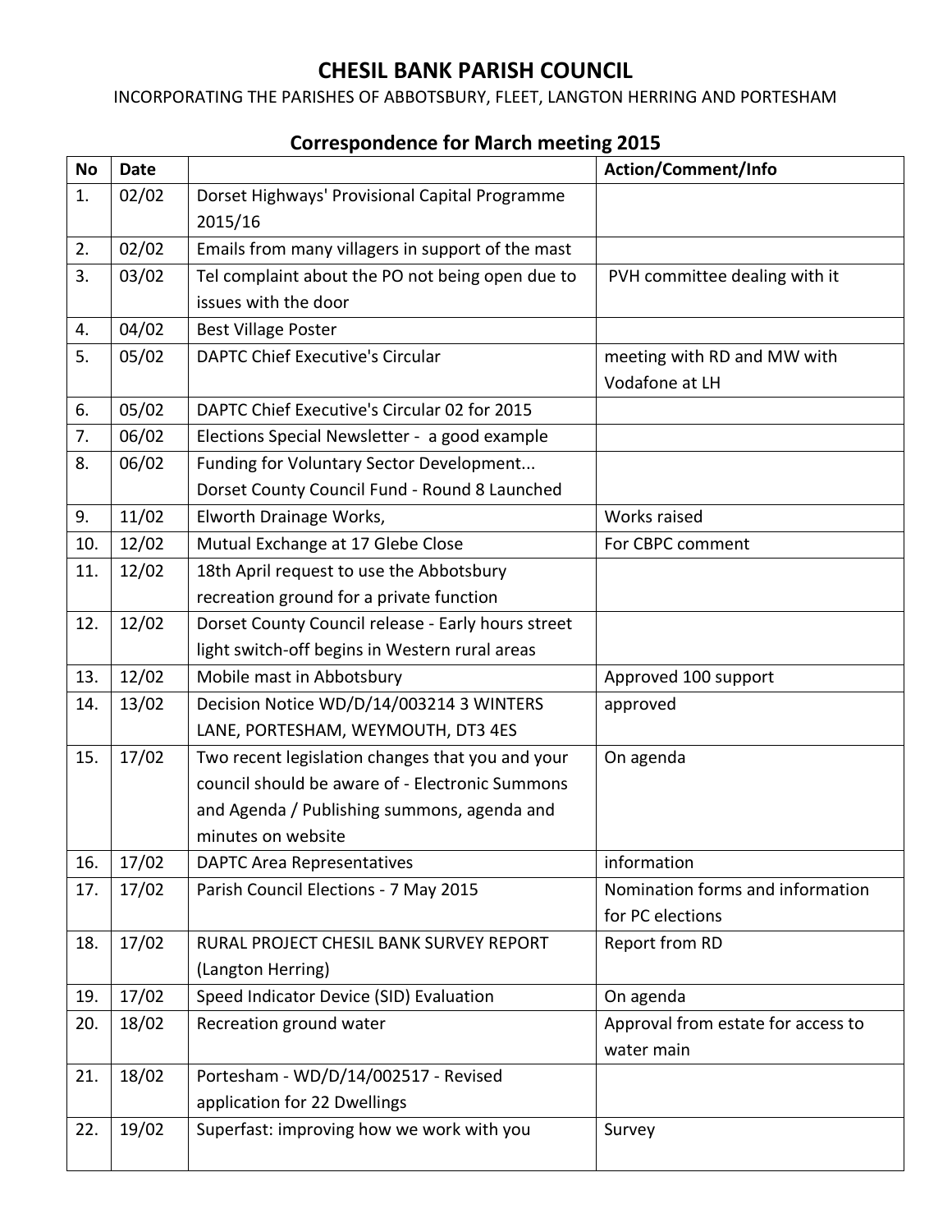# CHESIL BANK PARISH COUNCIL

INCORPORATING THE PARISHES OF ABBOTSBURY, FLEET, LANGTON HERRING AND PORTESHAM

## Correspondence for March meeting 2015

| No | Date | | Action/Comment/Info |
|---|---|---|---|
| 1. | 02/02 | Dorset Highways' Provisional Capital Programme 2015/16 | |
| 2. | 02/02 | Emails from many villagers in support of the mast | |
| 3. | 03/02 | Tel complaint about the PO not being open due to issues with the door | PVH committee dealing with it |
| 4. | 04/02 | Best Village Poster | |
| 5. | 05/02 | DAPTC Chief Executive's Circular | meeting with RD and MW with Vodafone at LH |
| 6. | 05/02 | DAPTC Chief Executive's Circular 02 for 2015 | |
| 7. | 06/02 | Elections Special Newsletter - a good example | |
| 8. | 06/02 | Funding for Voluntary Sector Development... Dorset County Council Fund - Round 8 Launched | |
| 9. | 11/02 | Elworth Drainage Works, | Works raised |
| 10. | 12/02 | Mutual Exchange at 17 Glebe Close | For CBPC comment |
| 11. | 12/02 | 18th April request to use the Abbotsbury recreation ground for a private function | |
| 12. | 12/02 | Dorset County Council release - Early hours street light switch-off begins in Western rural areas | |
| 13. | 12/02 | Mobile mast in Abbotsbury | Approved 100 support |
| 14. | 13/02 | Decision Notice WD/D/14/003214 3 WINTERS LANE, PORTESHAM, WEYMOUTH, DT3 4ES | approved |
| 15. | 17/02 | Two recent legislation changes that you and your council should be aware of - Electronic Summons and Agenda / Publishing summons, agenda and minutes on website | On agenda |
| 16. | 17/02 | DAPTC Area Representatives | information |
| 17. | 17/02 | Parish Council Elections - 7 May 2015 | Nomination forms and information for PC elections |
| 18. | 17/02 | RURAL PROJECT CHESIL BANK SURVEY REPORT (Langton Herring) | Report from RD |
| 19. | 17/02 | Speed Indicator Device (SID) Evaluation | On agenda |
| 20. | 18/02 | Recreation ground water | Approval from estate for access to water main |
| 21. | 18/02 | Portesham - WD/D/14/002517 - Revised application for 22 Dwellings | |
| 22. | 19/02 | Superfast: improving how we work with you | Survey |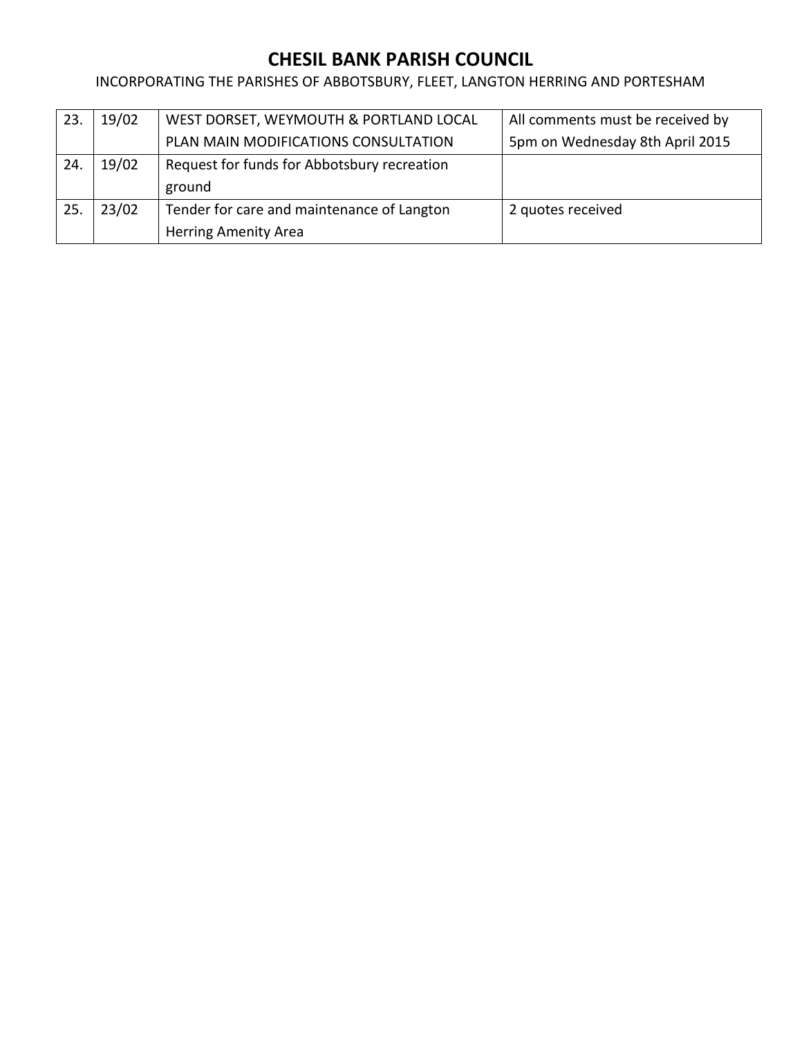# CHESIL BANK PARISH COUNCIL

INCORPORATING THE PARISHES OF ABBOTSBURY, FLEET, LANGTON HERRING AND PORTESHAM

| | | | |
|---|---|---|---|
| 23. | 19/02 | WEST DORSET, WEYMOUTH & PORTLAND LOCAL PLAN MAIN MODIFICATIONS CONSULTATION | All comments must be received by 5pm on Wednesday 8th April 2015 |
| 24. | 19/02 | Request for funds for Abbotsbury recreation ground | |
| 25. | 23/02 | Tender for care and maintenance of Langton Herring Amenity Area | 2 quotes received |